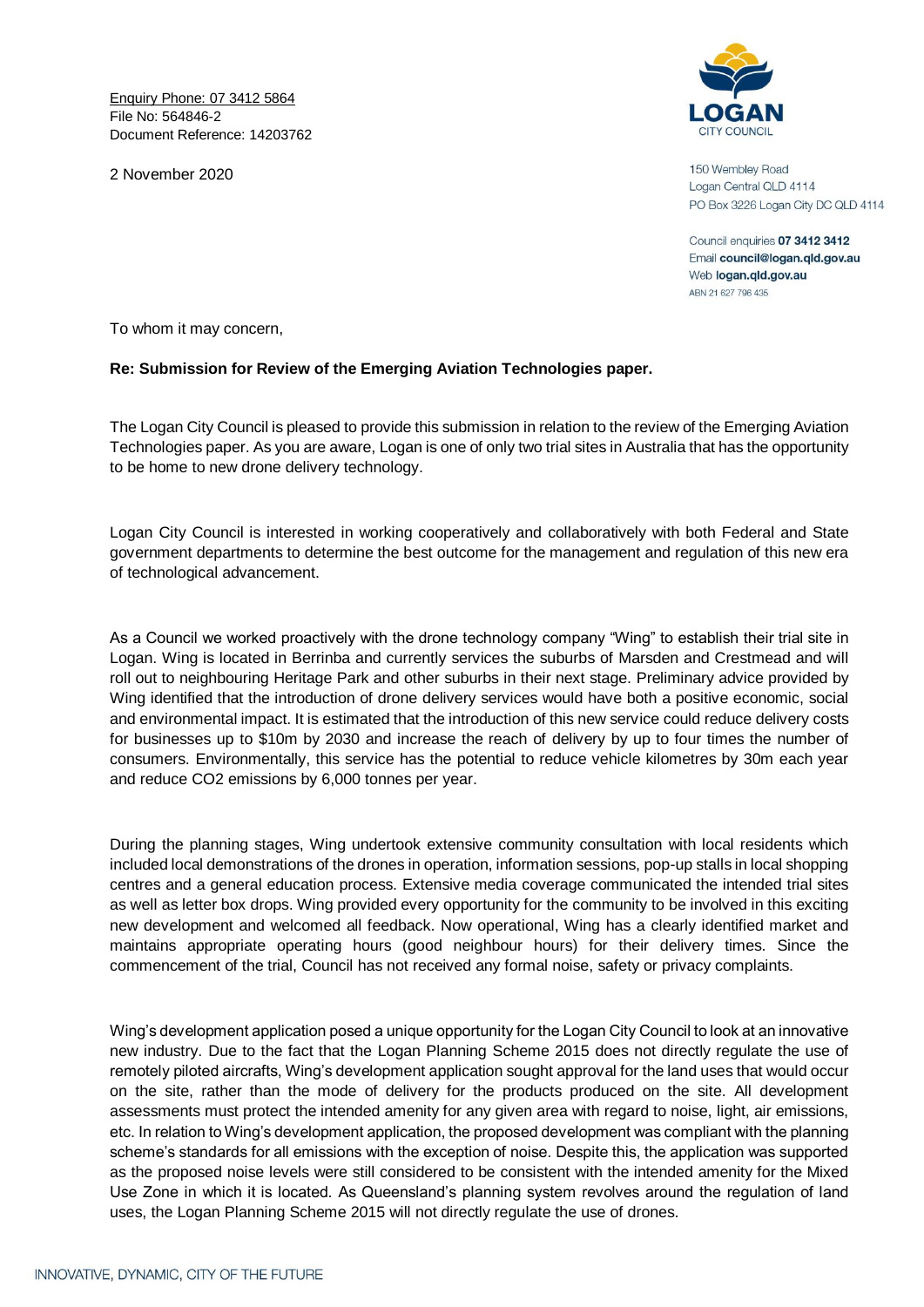Enquiry Phone: 07 3412 5864
File No: 564846-2
Document Reference: 14203762

2 November 2020

LOGAN CITY COUNCIL

150 Wembley Road
Logan Central QLD 4114
PO Box 3226 Logan City DC QLD 4114

Council enquiries **07 3412 3412**
Email **council@logan.qld.gov.au**
Web **logan.qld.gov.au**
ABN 21 627 796 435

To whom it may concern,

**Re: Submission for Review of the Emerging Aviation Technologies paper.**

The Logan City Council is pleased to provide this submission in relation to the review of the Emerging Aviation Technologies paper. As you are aware, Logan is one of only two trial sites in Australia that has the opportunity to be home to new drone delivery technology.

Logan City Council is interested in working cooperatively and collaboratively with both Federal and State government departments to determine the best outcome for the management and regulation of this new era of technological advancement.

As a Council we worked proactively with the drone technology company "Wing" to establish their trial site in Logan. Wing is located in Berrinba and currently services the suburbs of Marsden and Crestmead and will roll out to neighbouring Heritage Park and other suburbs in their next stage. Preliminary advice provided by Wing identified that the introduction of drone delivery services would have both a positive economic, social and environmental impact. It is estimated that the introduction of this new service could reduce delivery costs for businesses up to $10m by 2030 and increase the reach of delivery by up to four times the number of consumers. Environmentally, this service has the potential to reduce vehicle kilometres by 30m each year and reduce $CO_2$ emissions by 6,000 tonnes per year.

During the planning stages, Wing undertook extensive community consultation with local residents which included local demonstrations of the drones in operation, information sessions, pop-up stalls in local shopping centres and a general education process. Extensive media coverage communicated the intended trial sites as well as letter box drops. Wing provided every opportunity for the community to be involved in this exciting new development and welcomed all feedback. Now operational, Wing has a clearly identified market and maintains appropriate operating hours (good neighbour hours) for their delivery times. Since the commencement of the trial, Council has not received any formal noise, safety or privacy complaints.

Wing's development application posed a unique opportunity for the Logan City Council to look at an innovative new industry. Due to the fact that the Logan Planning Scheme 2015 does not directly regulate the use of remotely piloted aircrafts, Wing's development application sought approval for the land uses that would occur on the site, rather than the mode of delivery for the products produced on the site. All development assessments must protect the intended amenity for any given area with regard to noise, light, air emissions, etc. In relation to Wing's development application, the proposed development was compliant with the planning scheme's standards for all emissions with the exception of noise. Despite this, the application was supported as the proposed noise levels were still considered to be consistent with the intended amenity for the Mixed Use Zone in which it is located. As Queensland's planning system revolves around the regulation of land uses, the Logan Planning Scheme 2015 will not directly regulate the use of drones.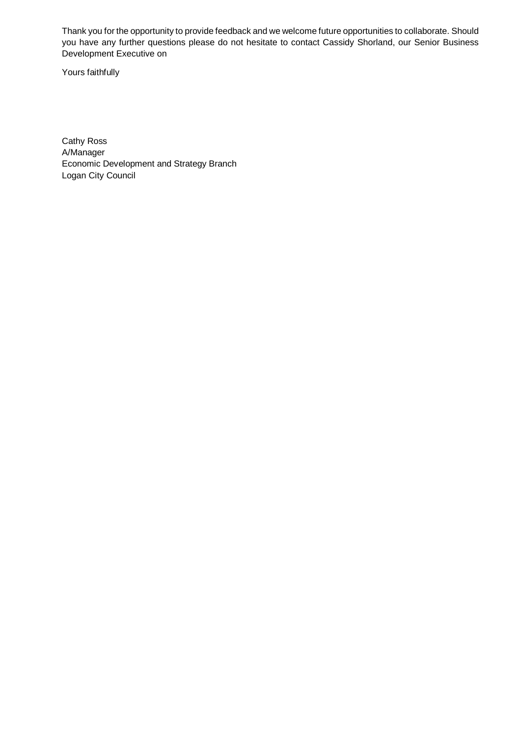Thank you for the opportunity to provide feedback and we welcome future opportunities to collaborate. Should you have any further questions please do not hesitate to contact Cassidy Shorland, our Senior Business Development Executive on

Yours faithfully

Cathy Ross
A/Manager
Economic Development and Strategy Branch
Logan City Council